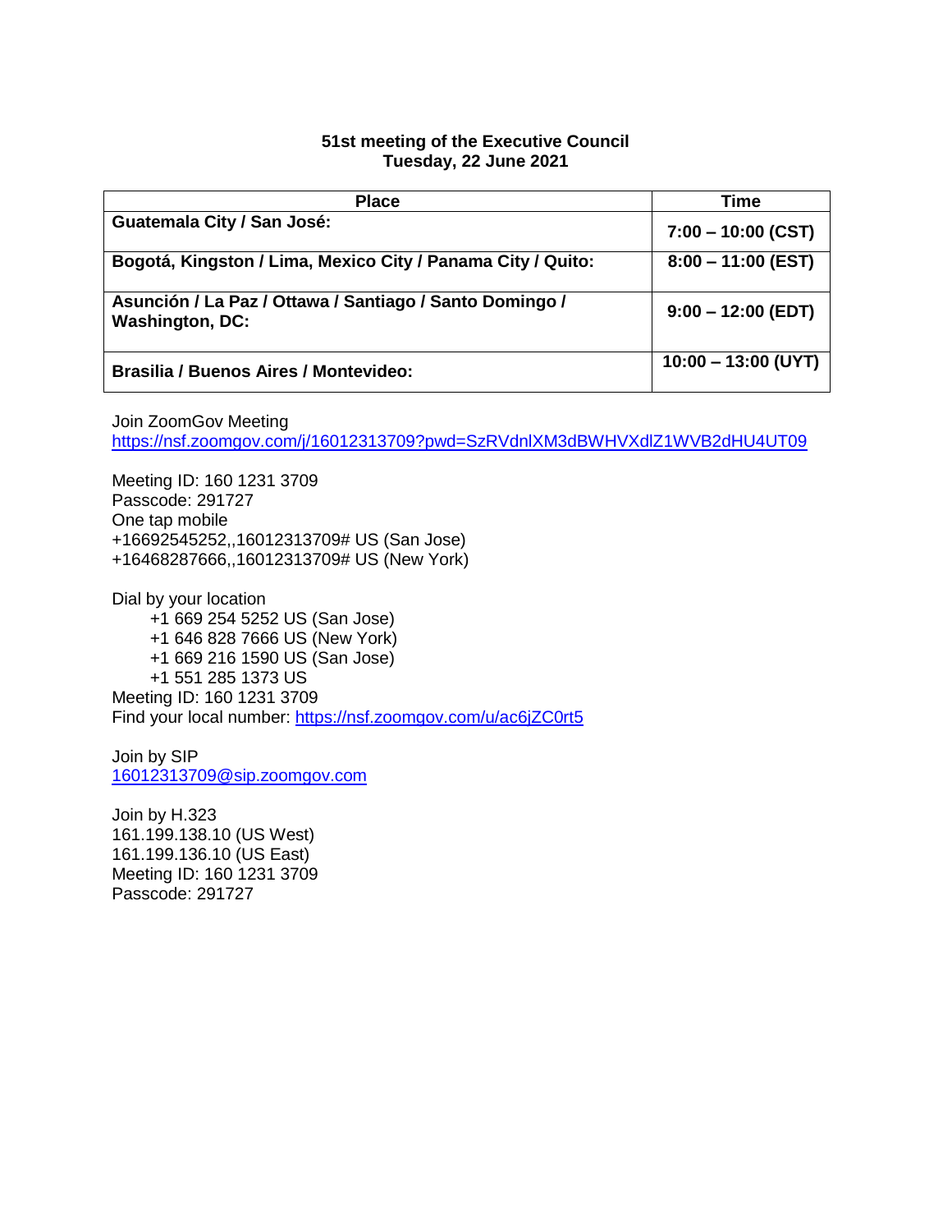**51st meeting of the Executive Council**
**Tuesday, 22 June 2021**

| Place | Time |
|---|---|
| **Guatemala City / San José:** | **7:00 – 10:00 (CST)** |
| **Bogotá, Kingston / Lima, Mexico City / Panama City / Quito:** | **8:00 – 11:00 (EST)** |
| **Asunción / La Paz / Ottawa / Santiago / Santo Domingo / Washington, DC:** | **9:00 – 12:00 (EDT)** |
| **Brasilia / Buenos Aires / Montevideo:** | **10:00 – 13:00 (UYT)** |

Join ZoomGov Meeting
https://nsf.zoomgov.com/j/16012313709?pwd=SzRVdnlXM3dBWHVXdlZ1WVB2dHU4UT09

Meeting ID: 160 1231 3709
Passcode: 291727
One tap mobile
+16692545252,,16012313709# US (San Jose)
+16468287666,,16012313709# US (New York)

Dial by your location
+1 669 254 5252 US (San Jose)
+1 646 828 7666 US (New York)
+1 669 216 1590 US (San Jose)
+1 551 285 1373 US
Meeting ID: 160 1231 3709
Find your local number: https://nsf.zoomgov.com/u/ac6jZC0rt5

Join by SIP
16012313709@sip.zoomgov.com

Join by H.323
161.199.138.10 (US West)
161.199.136.10 (US East)
Meeting ID: 160 1231 3709
Passcode: 291727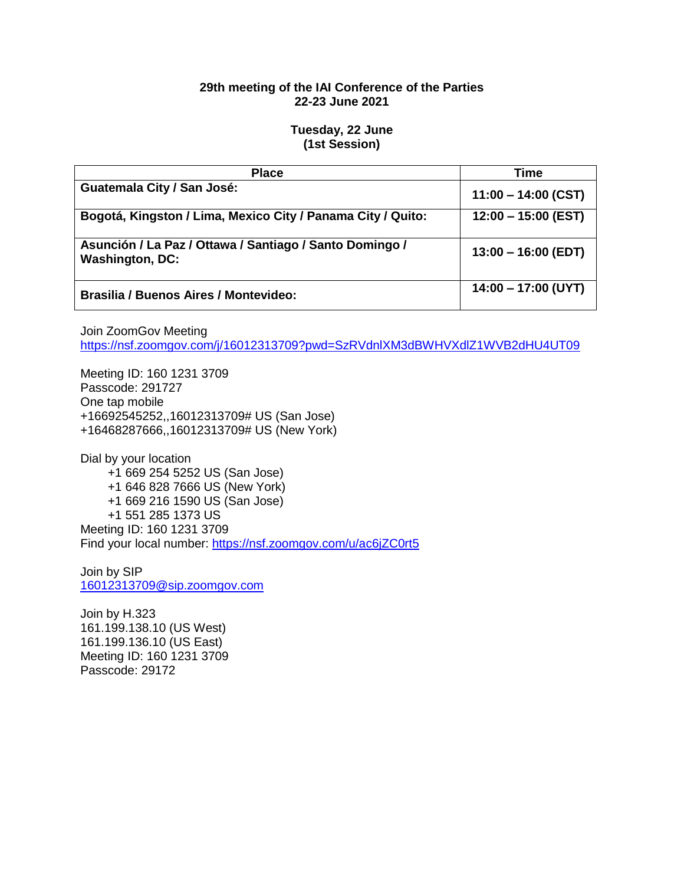**29th meeting of the IAI Conference of the Parties**
**22-23 June 2021**

**Tuesday, 22 June**
**(1st Session)**

| Place | Time |
| --- | --- |
| **Guatemala City / San José:** | **11:00 – 14:00 (CST)** |
| **Bogotá, Kingston / Lima, Mexico City / Panama City / Quito:** | **12:00 – 15:00 (EST)** |
| **Asunción / La Paz / Ottawa / Santiago / Santo Domingo / Washington, DC:** | **13:00 – 16:00 (EDT)** |
| **Brasilia / Buenos Aires / Montevideo:** | **14:00 – 17:00 (UYT)** |

Join ZoomGov Meeting
https://nsf.zoomgov.com/j/16012313709?pwd=SzRVdnlXM3dBWHVXdlZ1WVB2dHU4UT09

Meeting ID: 160 1231 3709
Passcode: 291727
One tap mobile
+16692545252,,16012313709# US (San Jose)
+16468287666,,16012313709# US (New York)

Dial by your location
+1 669 254 5252 US (San Jose)
+1 646 828 7666 US (New York)
+1 669 216 1590 US (San Jose)
+1 551 285 1373 US
Meeting ID: 160 1231 3709
Find your local number: https://nsf.zoomgov.com/u/ac6jZC0rt5

Join by SIP
16012313709@sip.zoomgov.com

Join by H.323
161.199.138.10 (US West)
161.199.136.10 (US East)
Meeting ID: 160 1231 3709
Passcode: 29172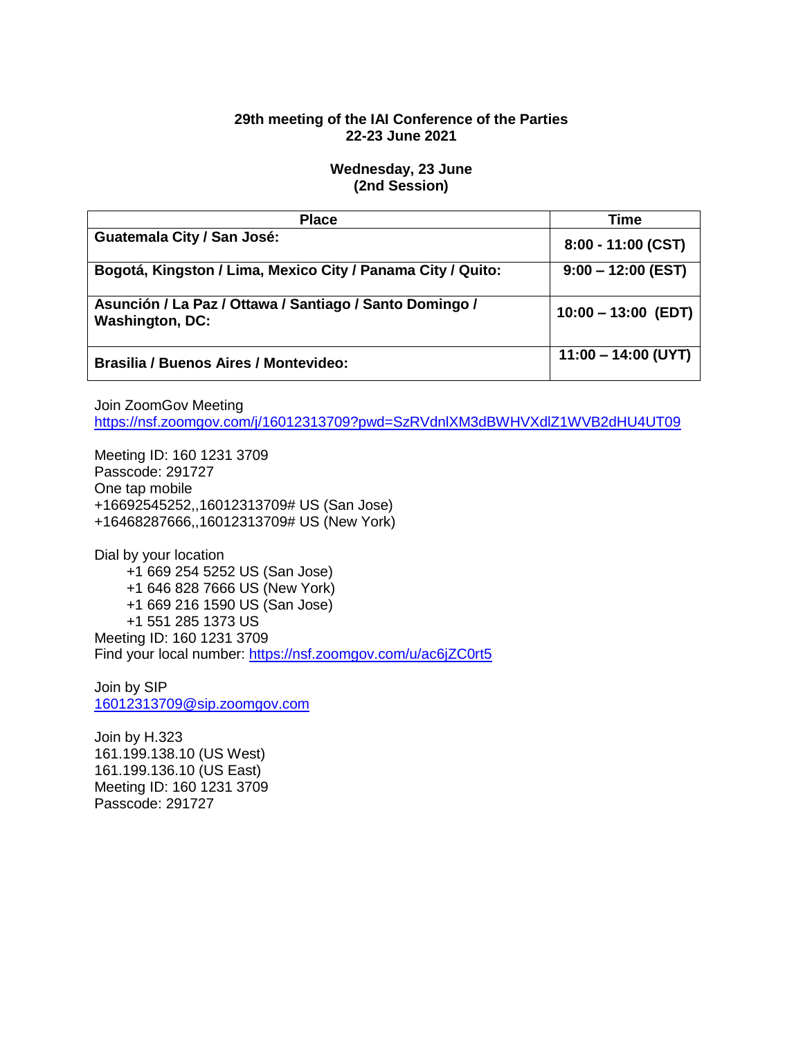**29th meeting of the IAI Conference of the Parties**
**22-23 June 2021**

**Wednesday, 23 June**
**(2nd Session)**

| Place | Time |
|---|---|
| **Guatemala City / San José:** | **8:00 - 11:00 (CST)** |
| **Bogotá, Kingston / Lima, Mexico City / Panama City / Quito:** | **9:00 – 12:00 (EST)** |
| **Asunción / La Paz / Ottawa / Santiago / Santo Domingo / Washington, DC:** | **10:00 – 13:00 (EDT)** |
| **Brasilia / Buenos Aires / Montevideo:** | **11:00 – 14:00 (UYT)** |

Join ZoomGov Meeting
https://nsf.zoomgov.com/j/16012313709?pwd=SzRVdnlXM3dBWHVXdlZ1WVB2dHU4UT09

Meeting ID: 160 1231 3709
Passcode: 291727
One tap mobile
+16692545252,,16012313709# US (San Jose)
+16468287666,,16012313709# US (New York)

Dial by your location
+1 669 254 5252 US (San Jose)
+1 646 828 7666 US (New York)
+1 669 216 1590 US (San Jose)
+1 551 285 1373 US
Meeting ID: 160 1231 3709
Find your local number: https://nsf.zoomgov.com/u/ac6jZC0rt5

Join by SIP
16012313709@sip.zoomgov.com

Join by H.323
161.199.138.10 (US West)
161.199.136.10 (US East)
Meeting ID: 160 1231 3709
Passcode: 291727